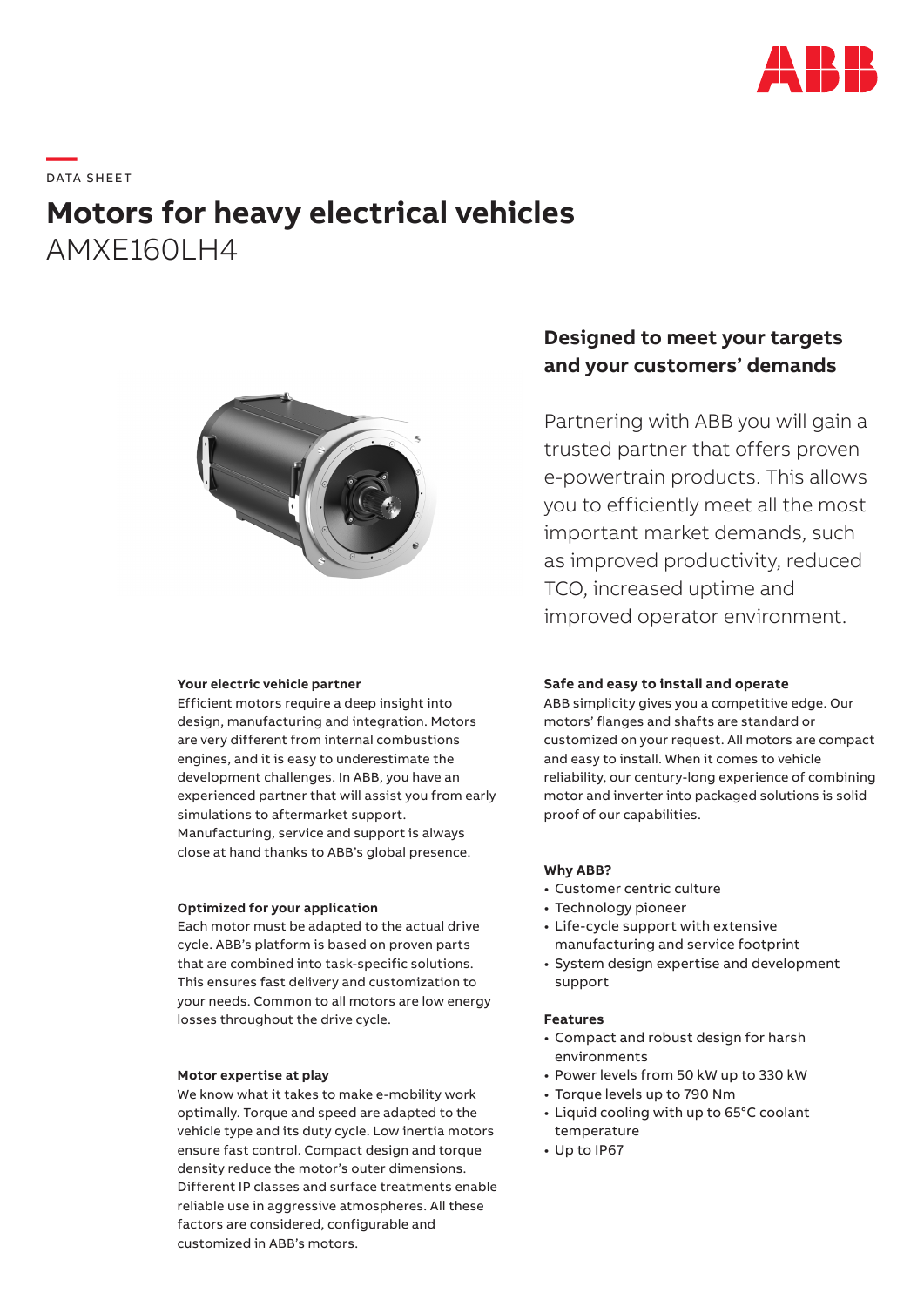DATA SHEET

# Motors for heavy electrical vehicles
AMXE160LH4

## Designed to meet your targets and your customers' demands

Partnering with ABB you will gain a trusted partner that offers proven e-powertrain products. This allows you to efficiently meet all the most important market demands, such as improved productivity, reduced TCO, increased uptime and improved operator environment.

**Your electric vehicle partner**
Efficient motors require a deep insight into design, manufacturing and integration. Motors are very different from internal combustions engines, and it is easy to underestimate the development challenges. In ABB, you have an experienced partner that will assist you from early simulations to aftermarket support. Manufacturing, service and support is always close at hand thanks to ABB's global presence.

**Optimized for your application**
Each motor must be adapted to the actual drive cycle. ABB's platform is based on proven parts that are combined into task-specific solutions. This ensures fast delivery and customization to your needs. Common to all motors are low energy losses throughout the drive cycle.

**Motor expertise at play**
We know what it takes to make e-mobility work optimally. Torque and speed are adapted to the vehicle type and its duty cycle. Low inertia motors ensure fast control. Compact design and torque density reduce the motor's outer dimensions. Different IP classes and surface treatments enable reliable use in aggressive atmospheres. All these factors are considered, configurable and customized in ABB's motors.

**Safe and easy to install and operate**
ABB simplicity gives you a competitive edge. Our motors' flanges and shafts are standard or customized on your request. All motors are compact and easy to install. When it comes to vehicle reliability, our century-long experience of combining motor and inverter into packaged solutions is solid proof of our capabilities.

**Why ABB?**
- Customer centric culture
- Technology pioneer
- Life-cycle support with extensive manufacturing and service footprint
- System design expertise and development support

**Features**
- Compact and robust design for harsh environments
- Power levels from 50 kW up to 330 kW
- Torque levels up to 790 Nm
- Liquid cooling with up to 65°C coolant temperature
- Up to IP67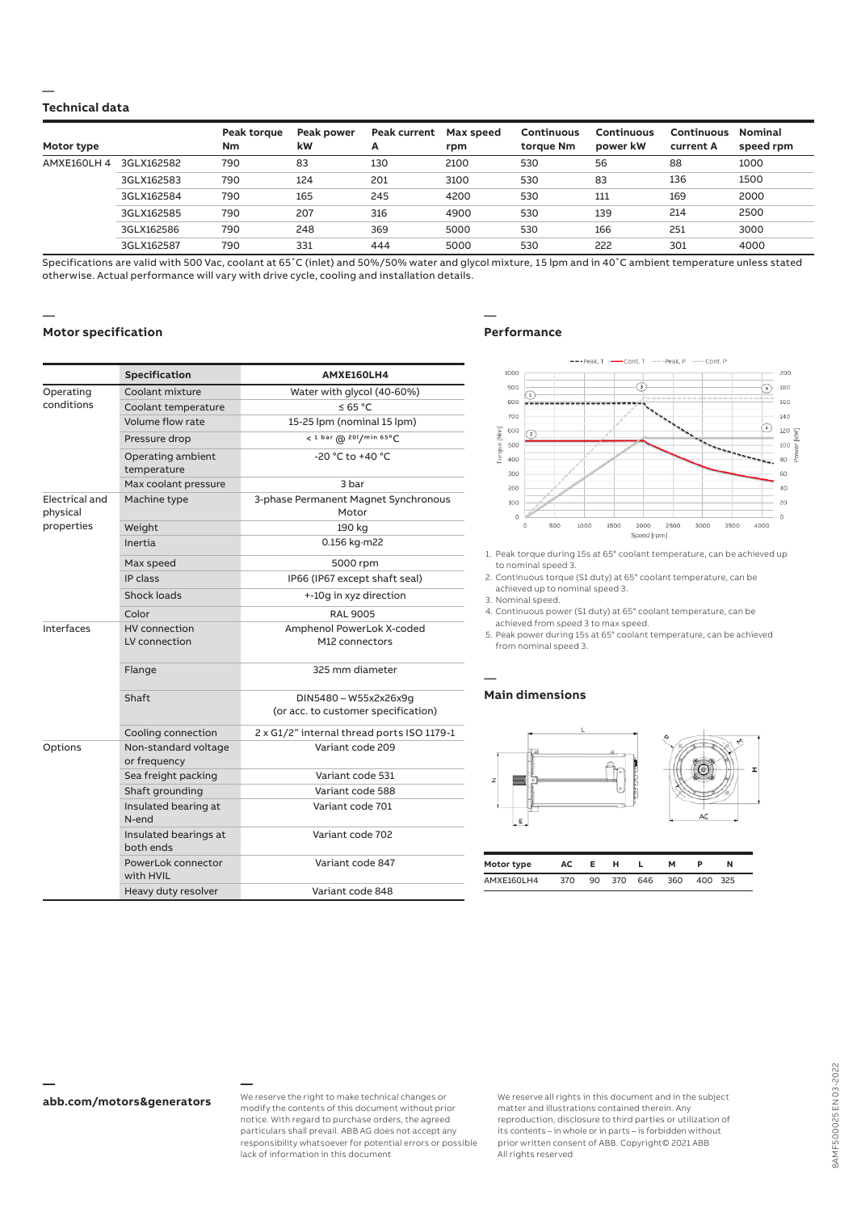## Technical data

| Motor type | | Peak torque Nm | Peak power kW | Peak current A | Max speed rpm | Continuous torque Nm | Continuous power kW | Continuous current A | Nominal speed rpm |
|---|---|---|---|---|---|---|---|---|---|
| AMXE160LH 4 | 3GLX162582 | 790 | 83 | 130 | 2100 | 530 | 56 | 88 | 1000 |
| | 3GLX162583 | 790 | 124 | 201 | 3100 | 530 | 83 | 136 | 1500 |
| | 3GLX162584 | 790 | 165 | 245 | 4200 | 530 | 111 | 169 | 2000 |
| | 3GLX162585 | 790 | 207 | 316 | 4900 | 530 | 139 | 214 | 2500 |
| | 3GLX162586 | 790 | 248 | 369 | 5000 | 530 | 166 | 251 | 3000 |
| | 3GLX162587 | 790 | 331 | 444 | 5000 | 530 | 222 | 301 | 4000 |

Specifications are valid with 500 Vac, coolant at 65˚C (inlet) and 50%/50% water and glycol mixture, 15 lpm and in 40˚C ambient temperature unless stated otherwise. Actual performance will vary with drive cycle, cooling and installation details.

## Motor specification

| | Specification | AMXE160LH4 |
|---|---|---|
| Operating conditions | Coolant mixture | Water with glycol (40-60%) |
| | Coolant temperature | ≤ 65 °C |
| | Volume flow rate | 15-25 lpm (nominal 15 lpm) |
| | Pressure drop | < 1 bar @ 20l/min 65°C |
| | Operating ambient temperature | -20 °C to +40 °C |
| | Max coolant pressure | 3 bar |
| Electrical and physical properties | Machine type | 3-phase Permanent Magnet Synchronous Motor |
| | Weight | 190 kg |
| | Inertia | 0.156 kg·m22 |
| | Max speed | 5000 rpm |
| | IP class | IP66 (IP67 except shaft seal) |
| | Shock loads | +-10g in xyz direction |
| | Color | RAL 9005 |
| Interfaces | HV connection LV connection | Amphenol PowerLok X-coded M12 connectors |
| | Flange | 325 mm diameter |
| | Shaft | DIN5480 – W55x2x26x9g (or acc. to customer specification) |
| | Cooling connection | 2 x G1/2" internal thread ports ISO 1179-1 |
| Options | Non-standard voltage or frequency | Variant code 209 |
| | Sea freight packing | Variant code 531 |
| | Shaft grounding | Variant code 588 |
| | Insulated bearing at N-end | Variant code 701 |
| | Insulated bearings at both ends | Variant code 702 |
| | PowerLok connector with HVIL | Variant code 847 |
| | Heavy duty resolver | Variant code 848 |

## Performance

Peak. T, Cont. T, Peak. P, Cont. P

Torque [Nm], Power [kW], Speed [rpm]

1. Peak torque during 15s at 65° coolant temperature, can be achieved up to nominal speed 3.
2. Continuous torque (S1 duty) at 65° coolant temperature, can be achieved up to nominal speed 3.
3. Nominal speed.
4. Continuous power (S1 duty) at 65° coolant temperature, can be achieved from speed 3 to max speed.
5. Peak power during 15s at 65° coolant temperature, can be achieved from nominal speed 3.

## Main dimensions

| Motor type | AC | E | H | L | M | P | N |
|---|---|---|---|---|---|---|---|
| AMXE160LH4 | 370 | 90 | 370 | 646 | 360 | 400 | 325 |

**abb.com/motors&generators**

We reserve the right to make technical changes or modify the contents of this document without prior notice. With regard to purchase orders, the agreed particulars shall prevail. ABB AG does not accept any responsibility whatsoever for potential errors or possible lack of information in this document

We reserve all rights in this document and in the subject matter and illustrations contained therein. Any reproduction, disclosure to third parties or utilization of its contents – in whole or in parts – is forbidden without prior written consent of ABB. Copyright© 2021 ABB All rights reserved

8AMF500025 EN 03-2022